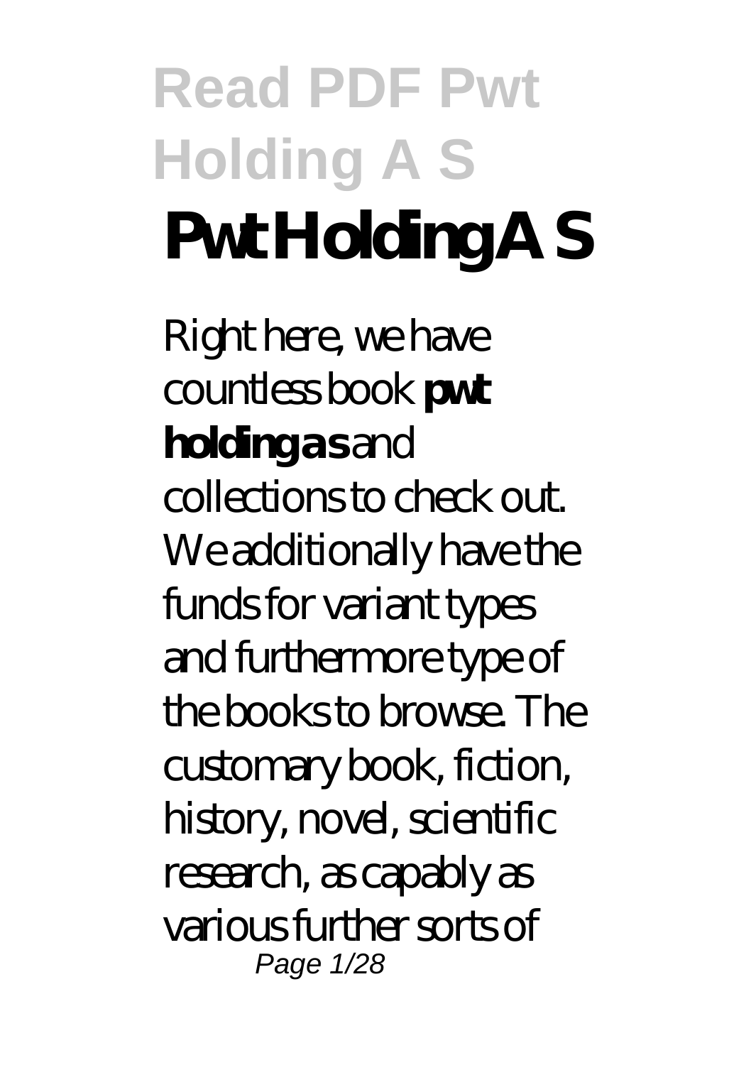# Read PDF Pwt Holding A S

# Pwt Holding A S

Right here, we have countless book **pwt holding a s** and collections to check out. We additionally have the funds for variant types and furthermore type of the books to browse. The customary book, fiction, history, novel, scientific research, as capably as various further sorts of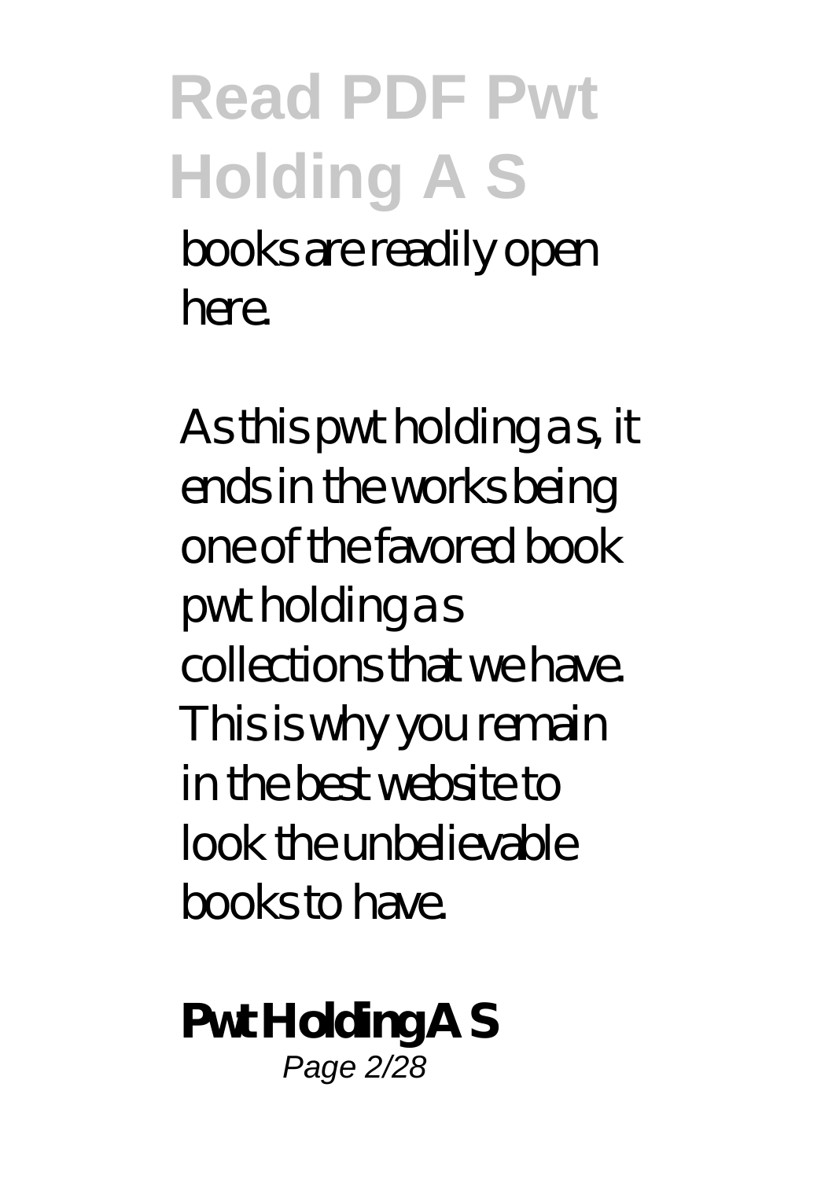books are readily open here.

As this pwt holding a s, it ends in the works being one of the favored book pwt holding a s collections that we have. This is why you remain in the best website to look the unbelievable books to have.

**Pwt Holding A S**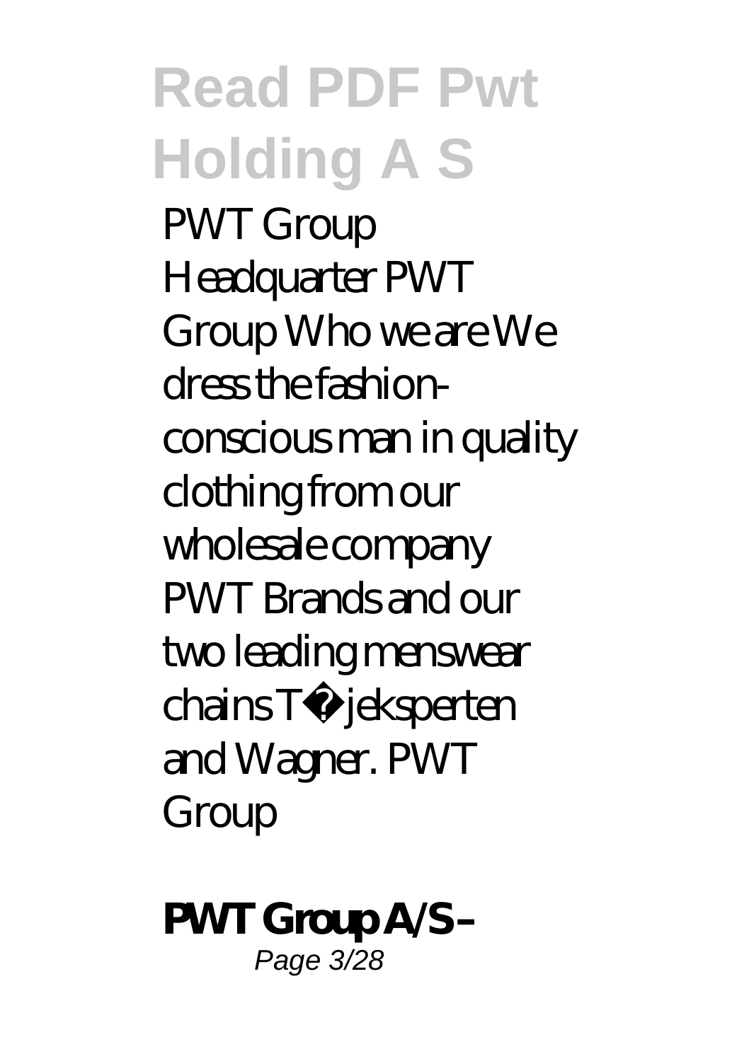PWT Group Headquarter PWT Group Who we are We dress the fashion-conscious man in quality clothing from our wholesale company PWT Brands and our two leading menswear chains Tøjeksperten and Wagner. PWT Group

**PWT Group A/S –**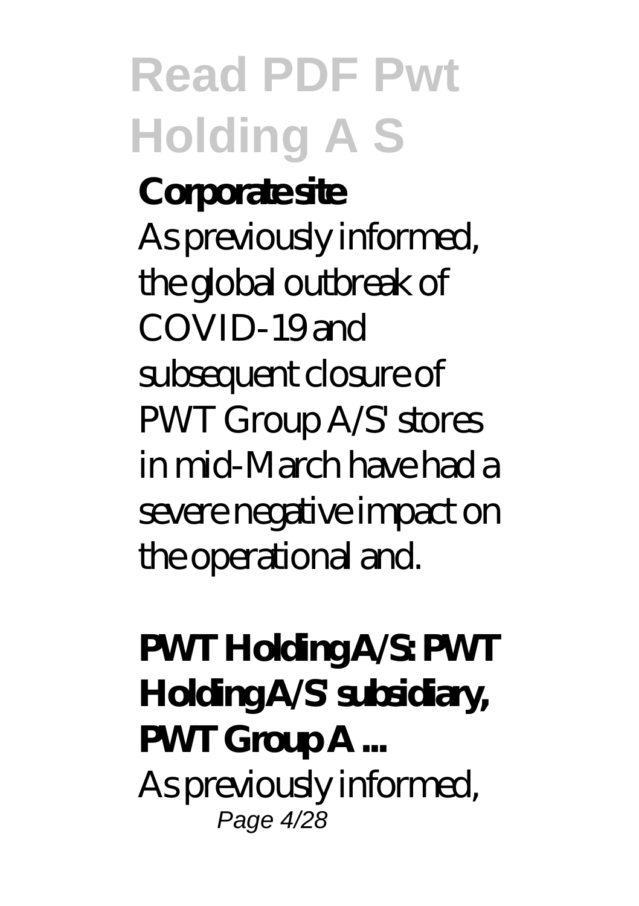**Corporate site**

As previously informed, the global outbreak of COVID-19 and subsequent closure of PWT Group A/S' stores in mid-March have had a severe negative impact on the operational and.

**PWT Holding A/S: PWT Holding A/S' subsidiary, PWT Group A ...**

As previously informed,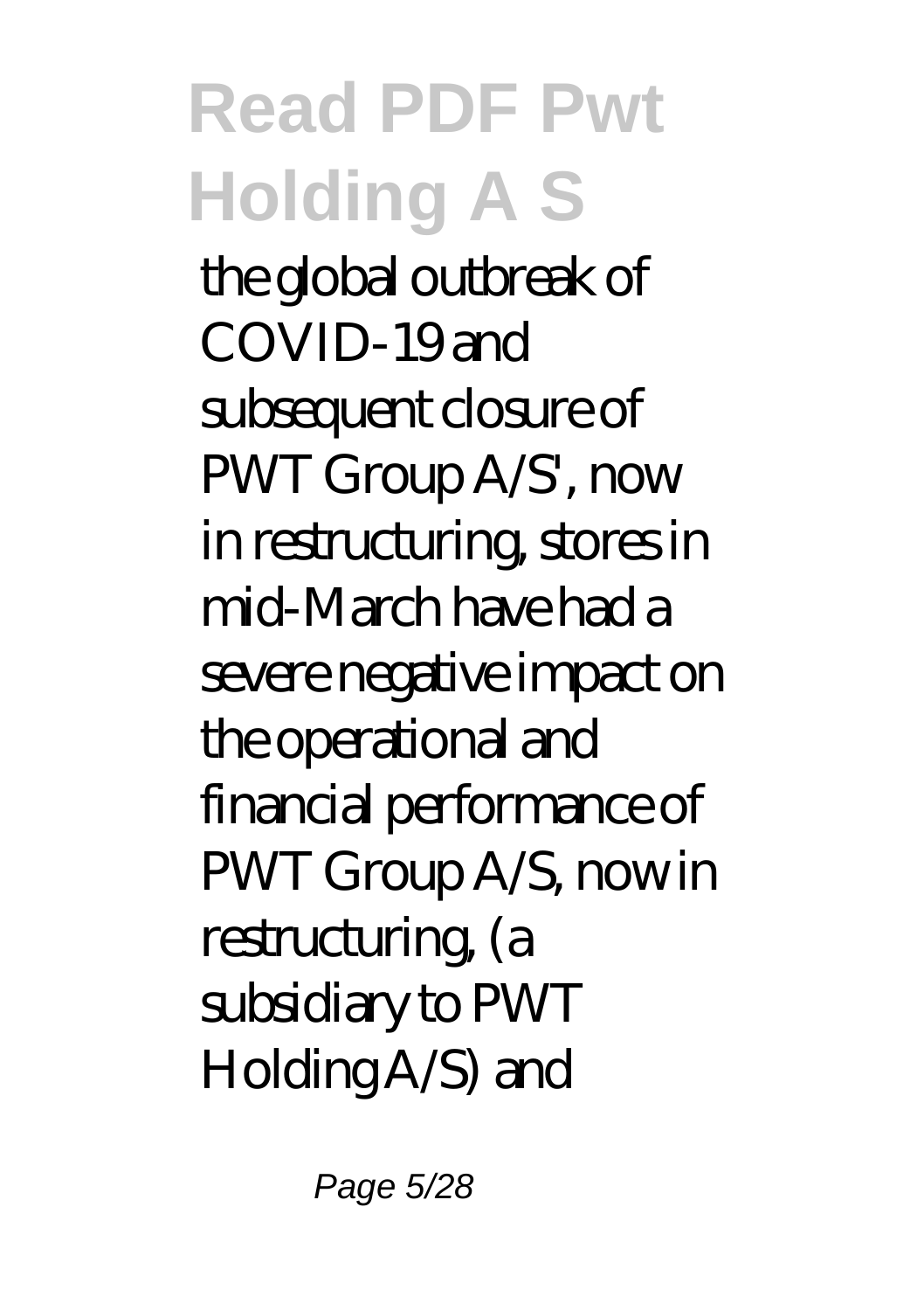the global outbreak of COVID-19 and subsequent closure of PWT Group A/S', now in restructuring, stores in mid-March have had a severe negative impact on the operational and financial performance of PWT Group A/S, now in restructuring, (a subsidiary to PWT Holding A/S) and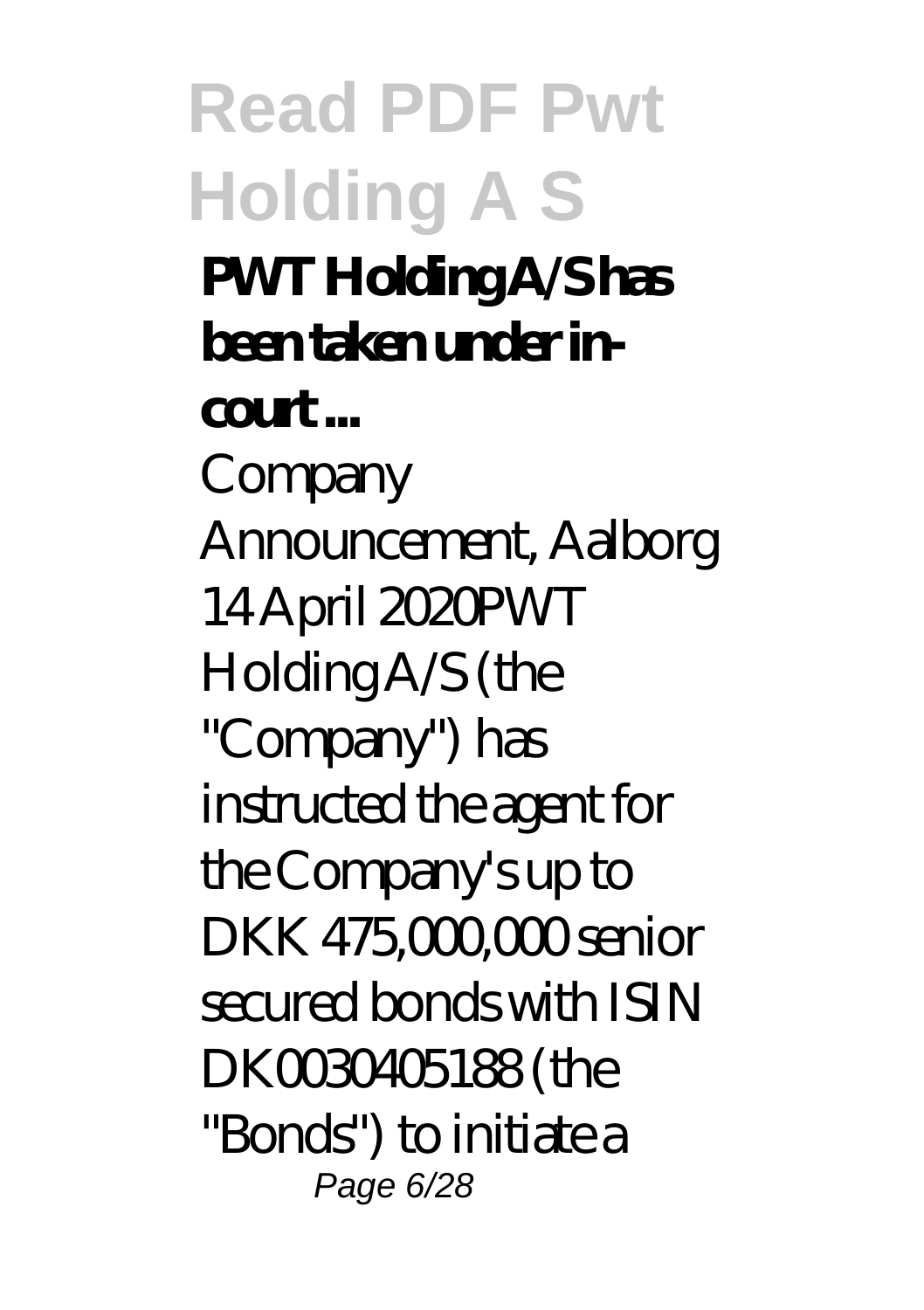**PWT Holding A/S has been taken under in-court ...**

Company Announcement, Aalborg 14 April 2020PWT Holding A/S (the "Company") has instructed the agent for the Company's up to DKK 475,000,000 senior secured bonds with ISIN DK0030405188 (the "Bonds") to initiate a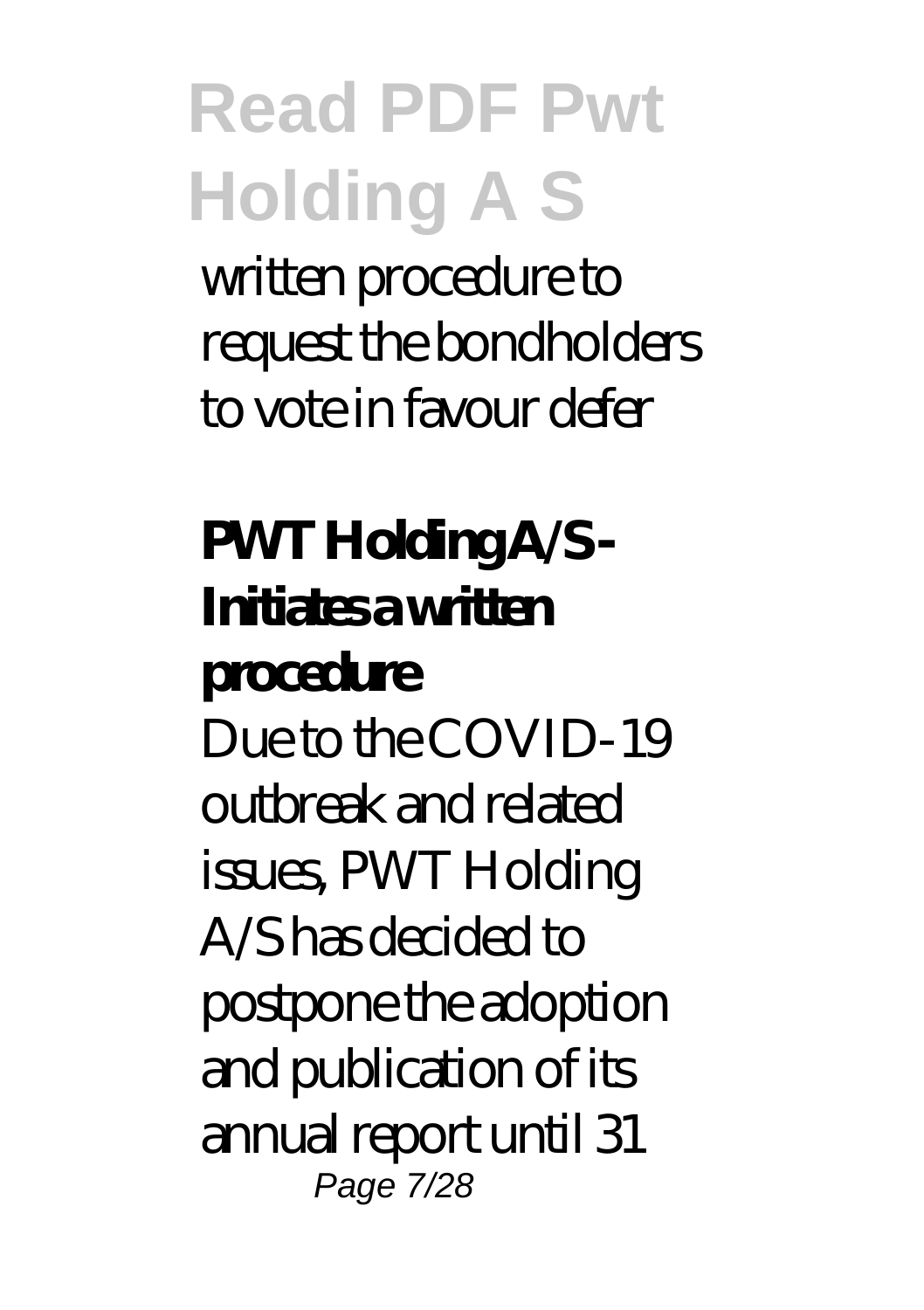written procedure to request the bondholders to vote in favour defer

**PWT Holding A/S - Initiates a written procedure**

Due to the COVID-19 outbreak and related issues, PWT Holding A/S has decided to postpone the adoption and publication of its annual report until 31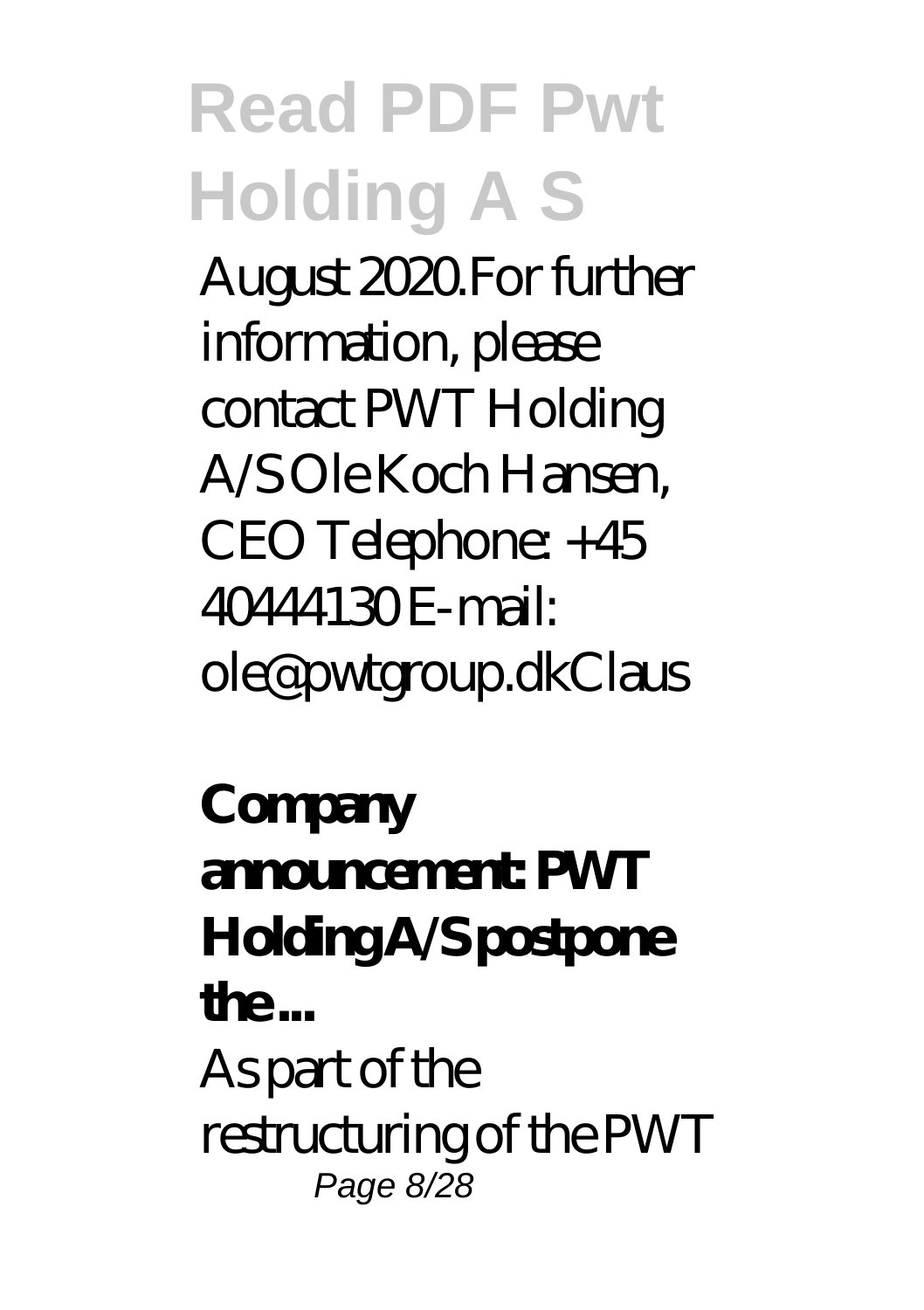August 2020.For further information, please contact PWT Holding A/S Ole Koch Hansen, CEO Telephone: +45 40444130 E-mail: ole@pwtgroup.dkClaus

**Company announcement: PWT Holding A/S postpone the ...**

As part of the restructuring of the PWT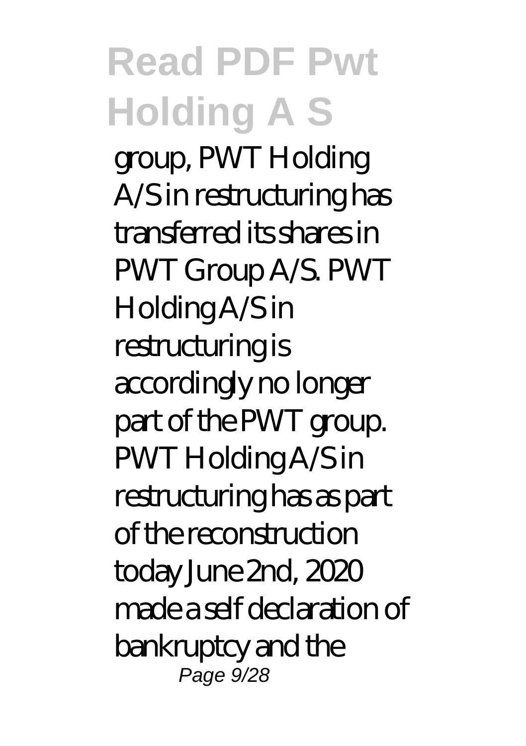group, PWT Holding A/S in restructuring has transferred its shares in PWT Group A/S. PWT Holding A/S in restructuring is accordingly no longer part of the PWT group. PWT Holding A/S in restructuring has as part of the reconstruction today June 2nd, 2020 made a self declaration of bankruptcy and the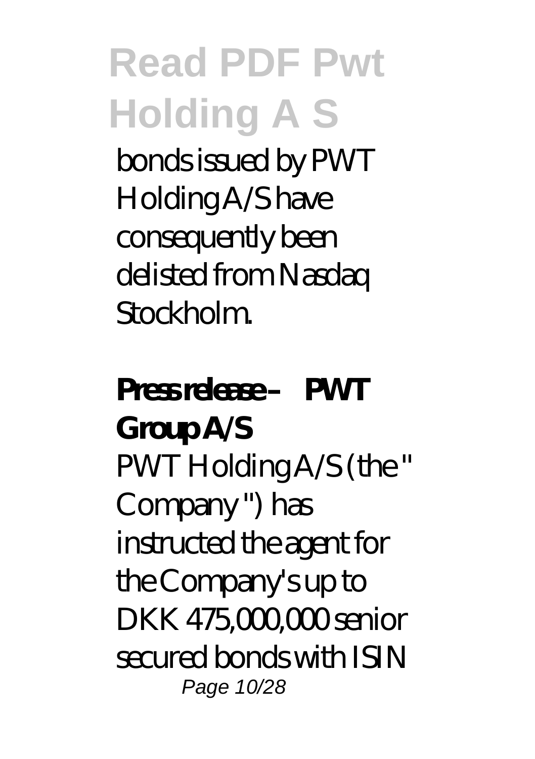bonds issued by PWT Holding A/S have consequently been delisted from Nasdaq Stockholm.

**Press release – PWT Group A/S**

PWT Holding A/S (the " Company ") has instructed the agent for the Company's up to DKK 475,000,000 senior secured bonds with ISIN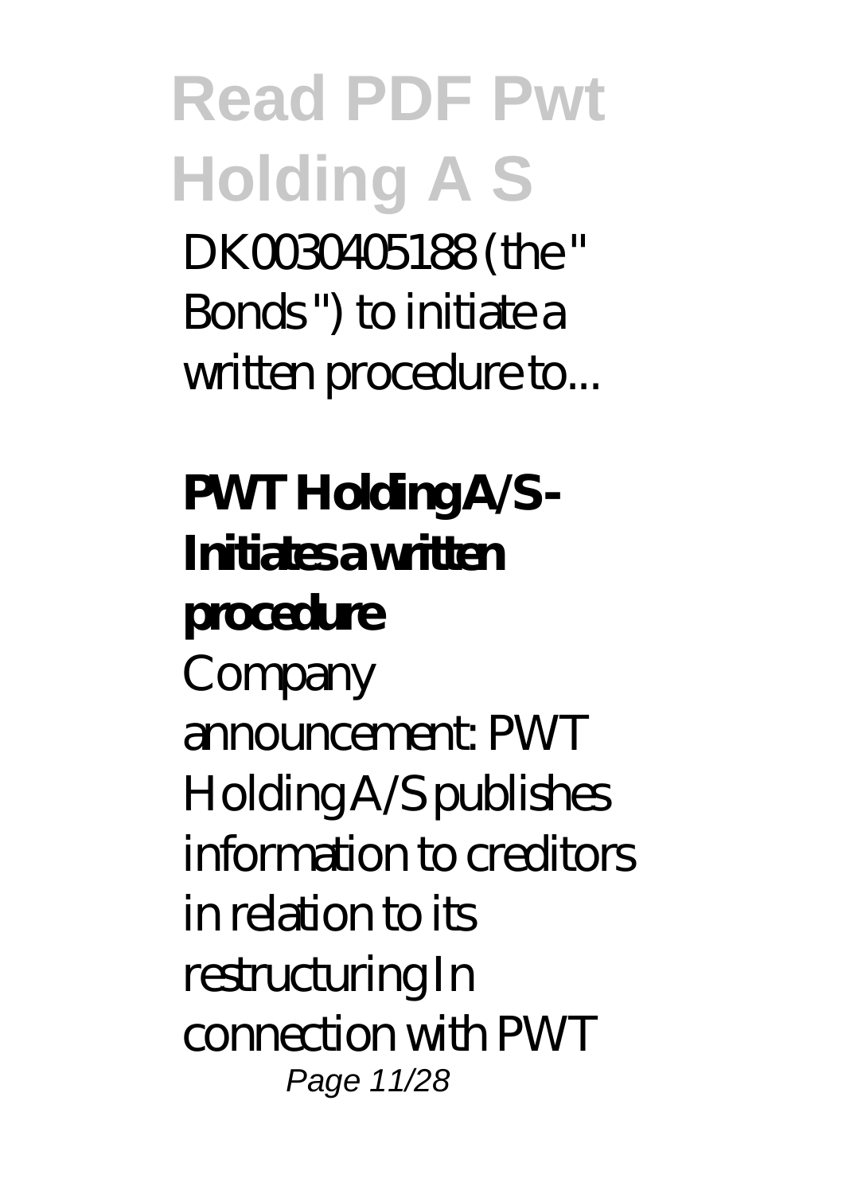DK0030405188 (the " Bonds ") to initiate a written procedure to...

**PWT Holding A/S - Initiates a written procedure**

Company announcement: PWT Holding A/S publishes information to creditors in relation to its restructuring In connection with PWT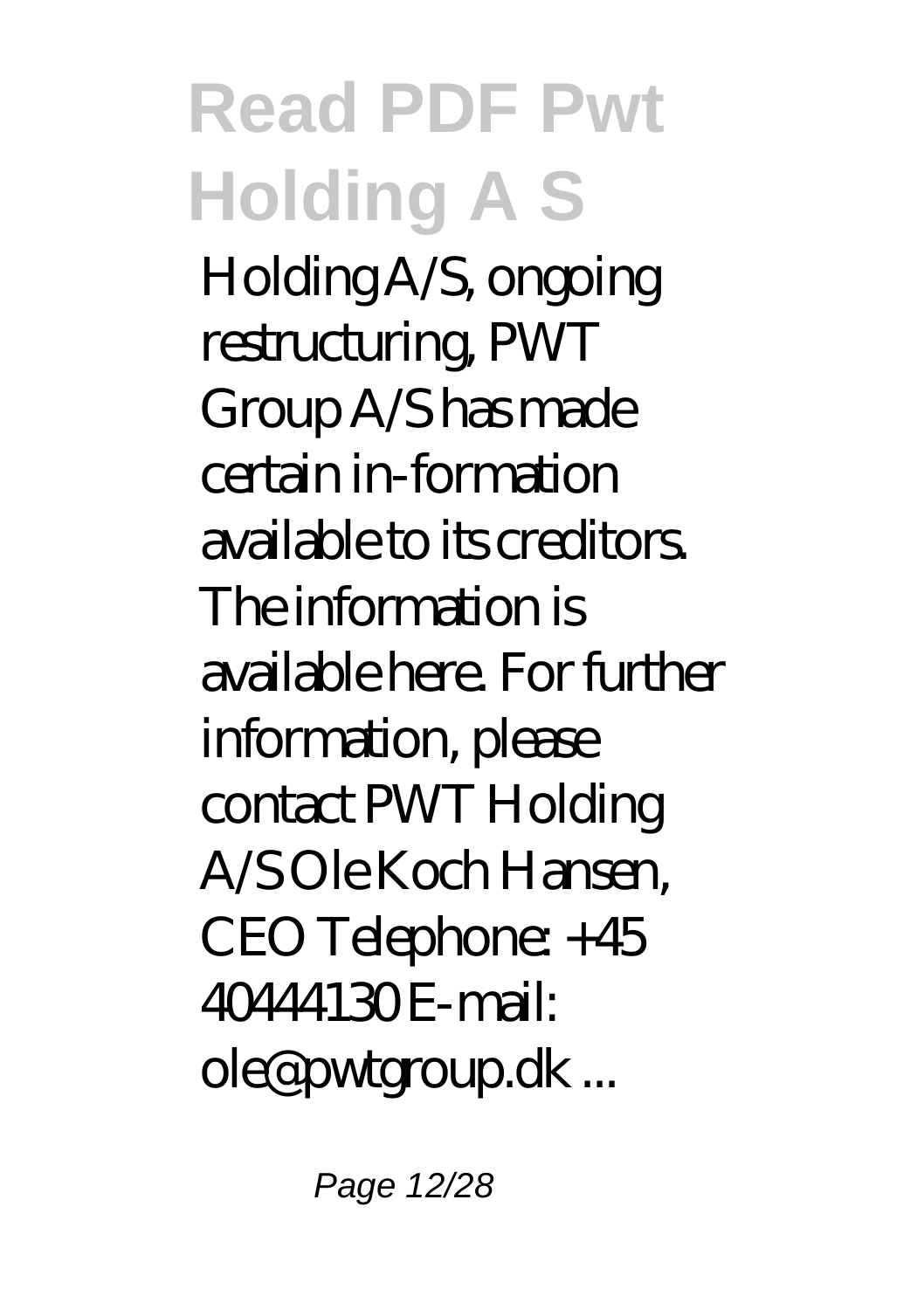Holding A/S, ongoing restructuring, PWT Group A/S has made certain in-formation available to its creditors. The information is available here. For further information, please contact PWT Holding A/S Ole Koch Hansen, CEO Telephone: +45 40444130 E-mail: ole@pwtgroup.dk ...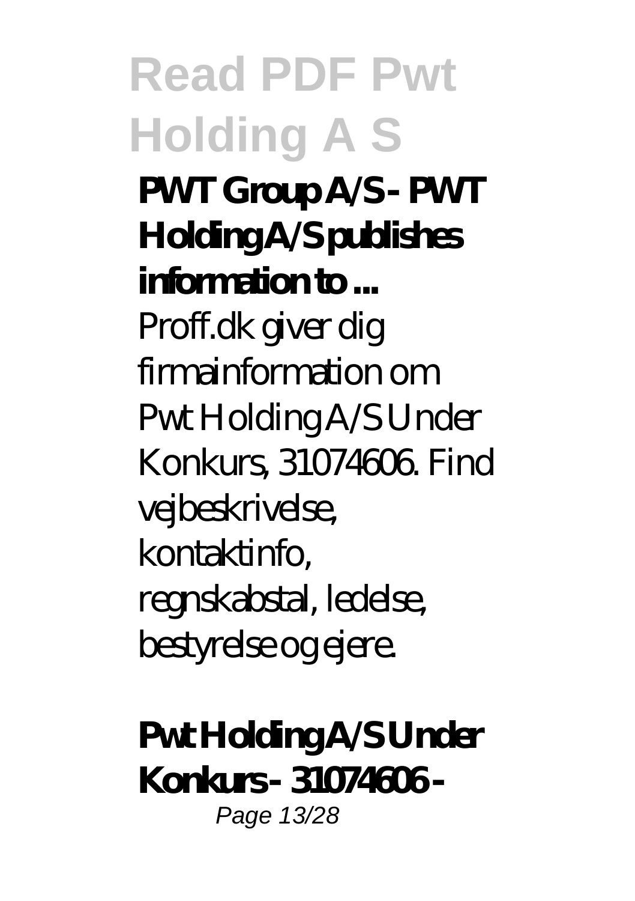**PWT Group A/S - PWT Holding A/S publishes information to ...**

Proff.dk giver dig firmainformation om Pwt Holding A/S Under Konkurs, 31074606. Find vejbeskrivelse, kontaktinfo, regnskabstal, ledelse, bestyrelse og ejere.

**Pwt Holding A/S Under Konkurs - 31074606 -**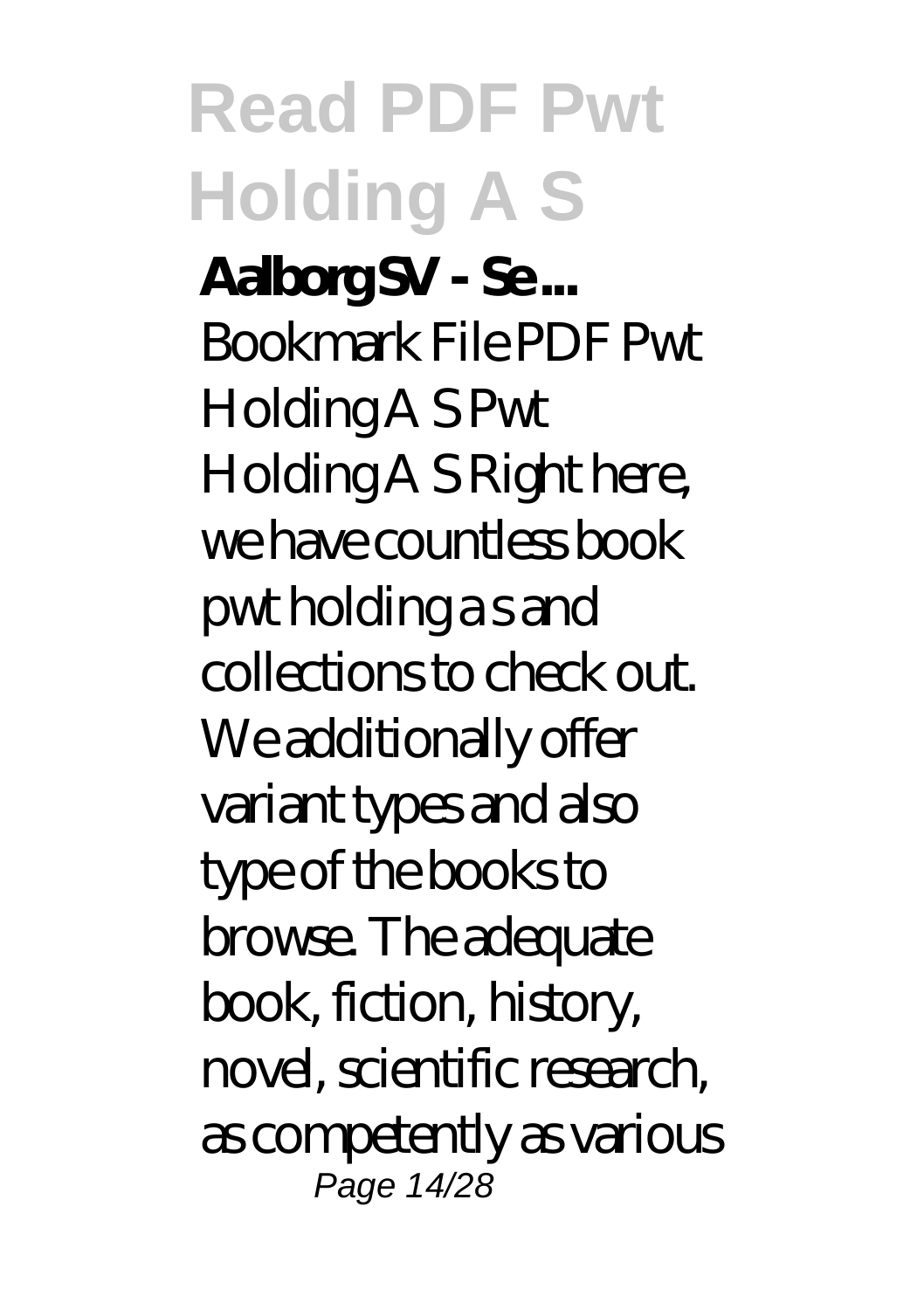**Aalborg SV - Se ...**

Bookmark File PDF Pwt Holding A S Pwt Holding A S Right here, we have countless book pwt holding a s and collections to check out. We additionally offer variant types and also type of the books to browse. The adequate book, fiction, history, novel, scientific research, as competently as various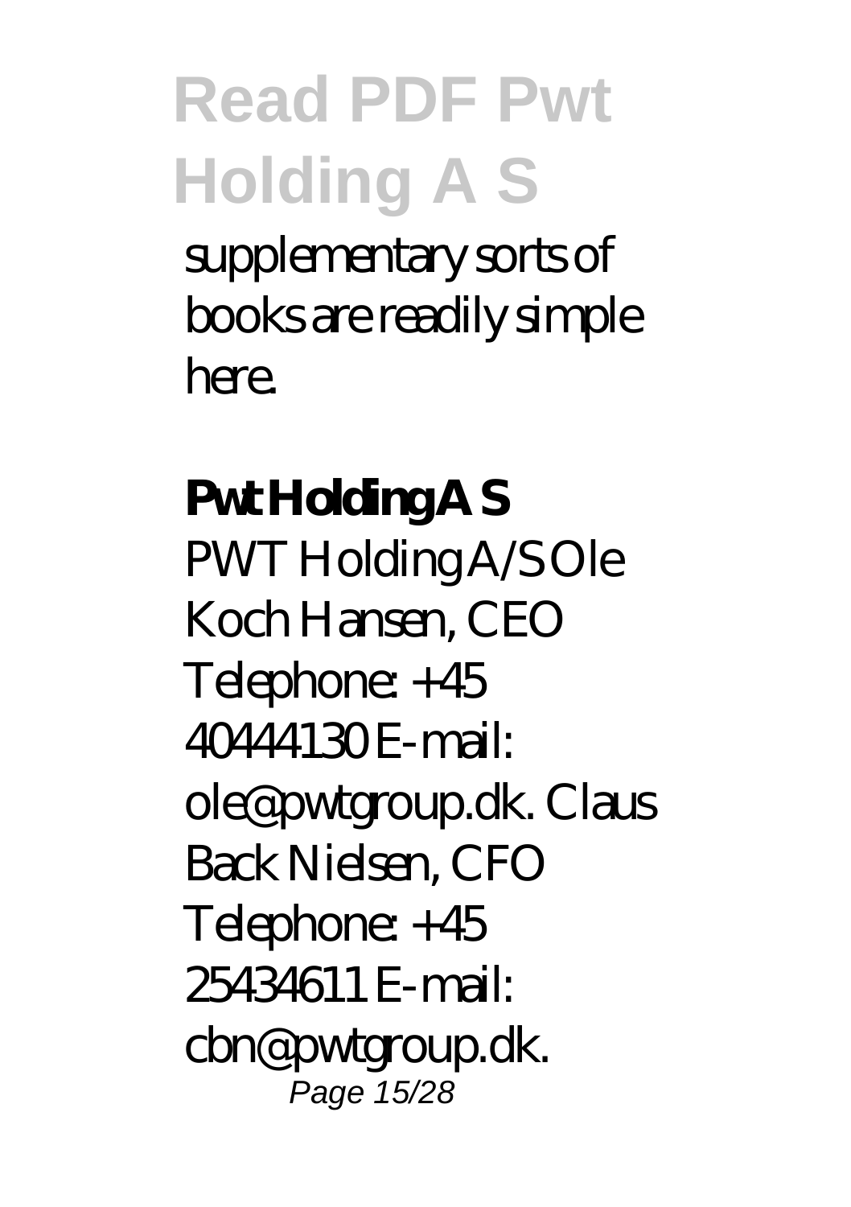supplementary sorts of books are readily simple here.

**Pwt Holding A S**

PWT Holding A/S Ole Koch Hansen, CEO Telephone: +45 40444130 E-mail: ole@pwtgroup.dk. Claus Back Nielsen, CFO Telephone: +45 25434611 E-mail: cbn@pwtgroup.dk.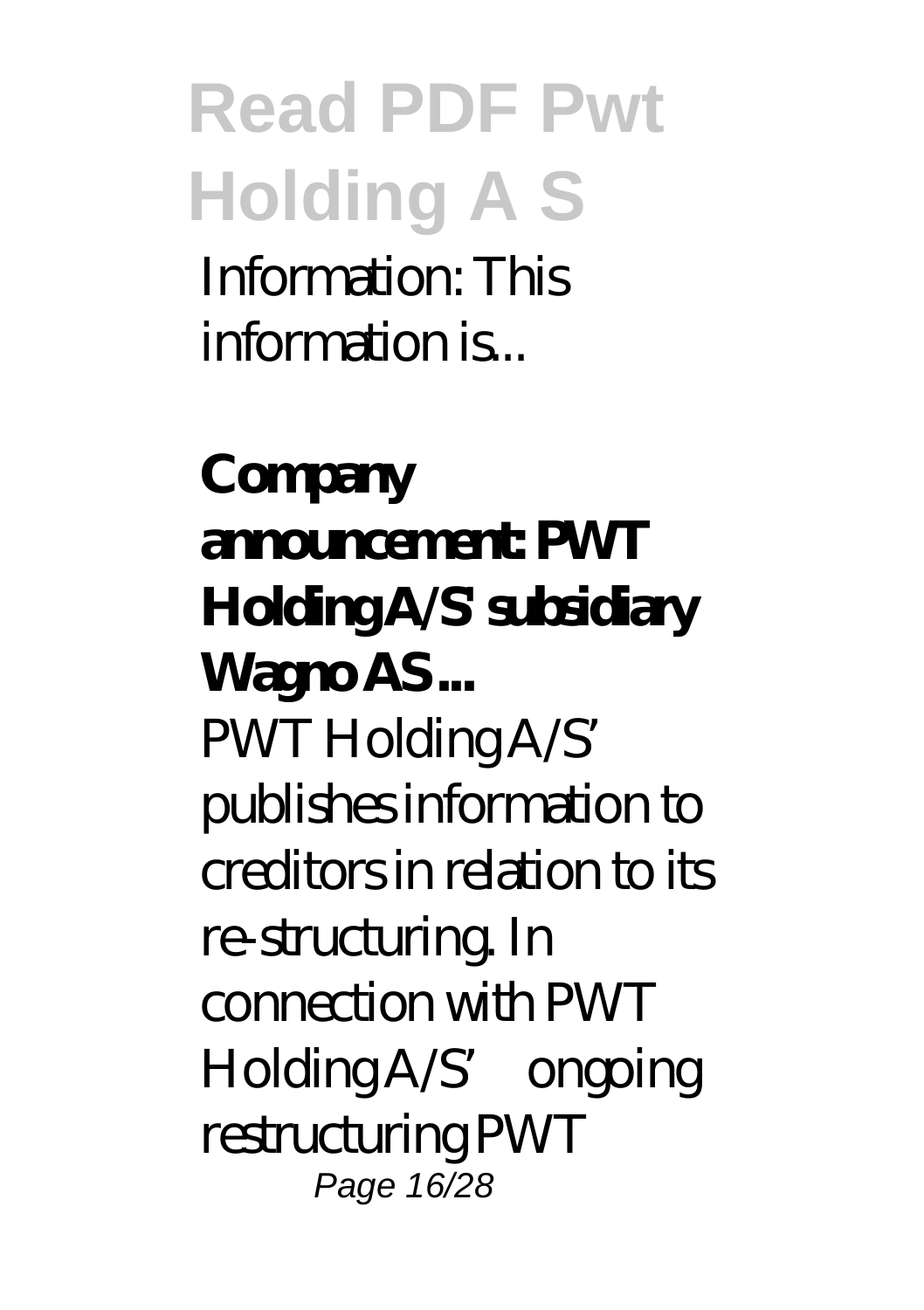Information: This information is...

**Company announcement: PWT Holding A/S' subsidiary Wagno AS ...**

PWT Holding A/S' publishes information to creditors in relation to its re-structuring. In connection with PWT Holding A/S' ongoing restructuring PWT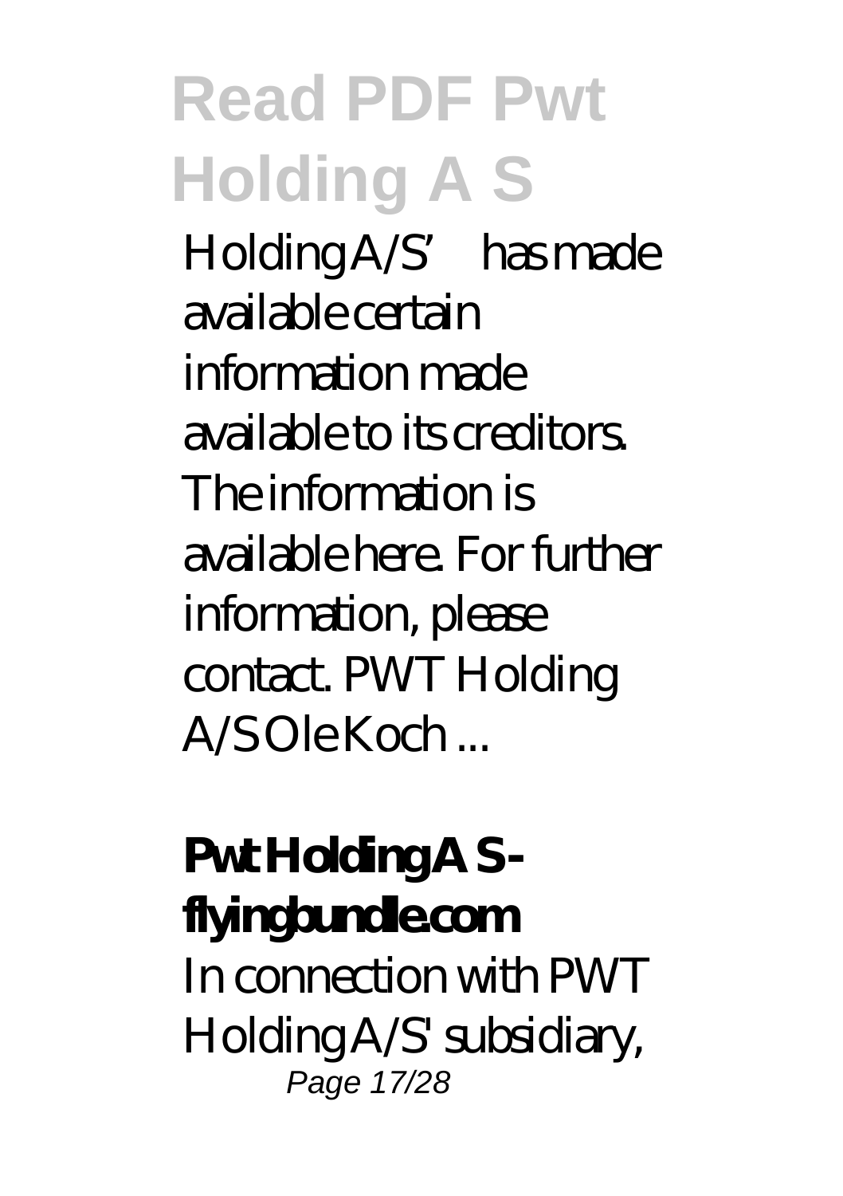Holding A/S' has made available certain information made available to its creditors. The information is available here. For further information, please contact. PWT Holding A/S Ole Koch ...

**Pwt Holding A S - flyingbundle.com**

In connection with PWT Holding A/S' subsidiary,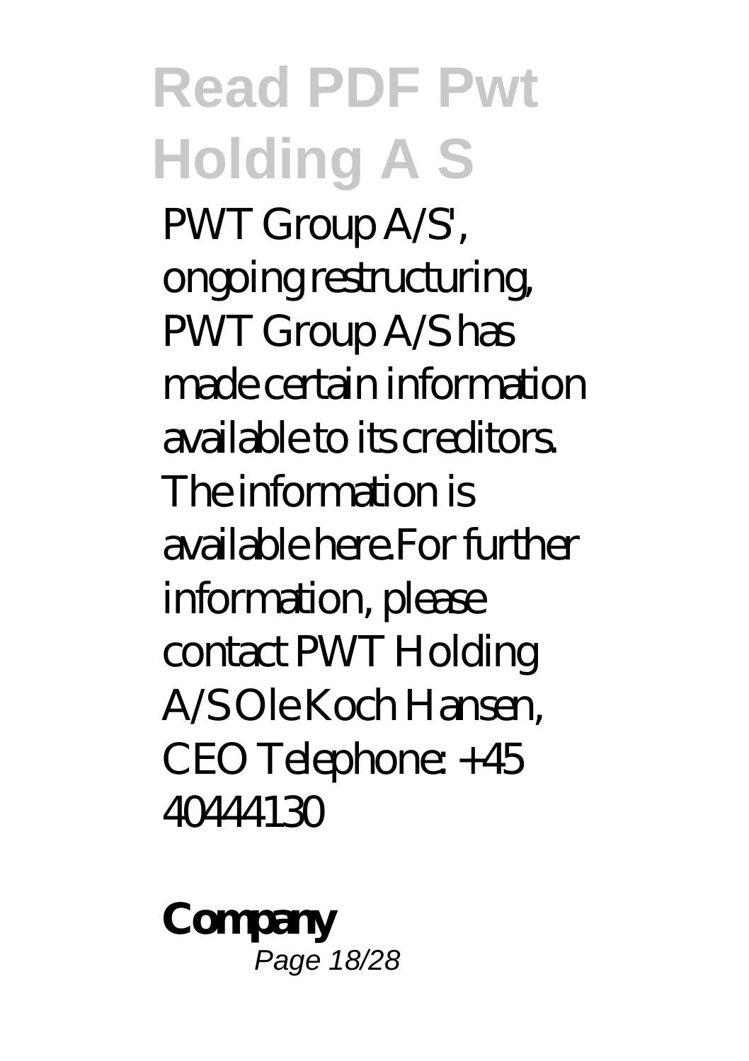PWT Group A/S', ongoing restructuring, PWT Group A/S has made certain information available to its creditors. The information is available here.For further information, please contact PWT Holding A/S Ole Koch Hansen, CEO Telephone: +45 40444130

**Company**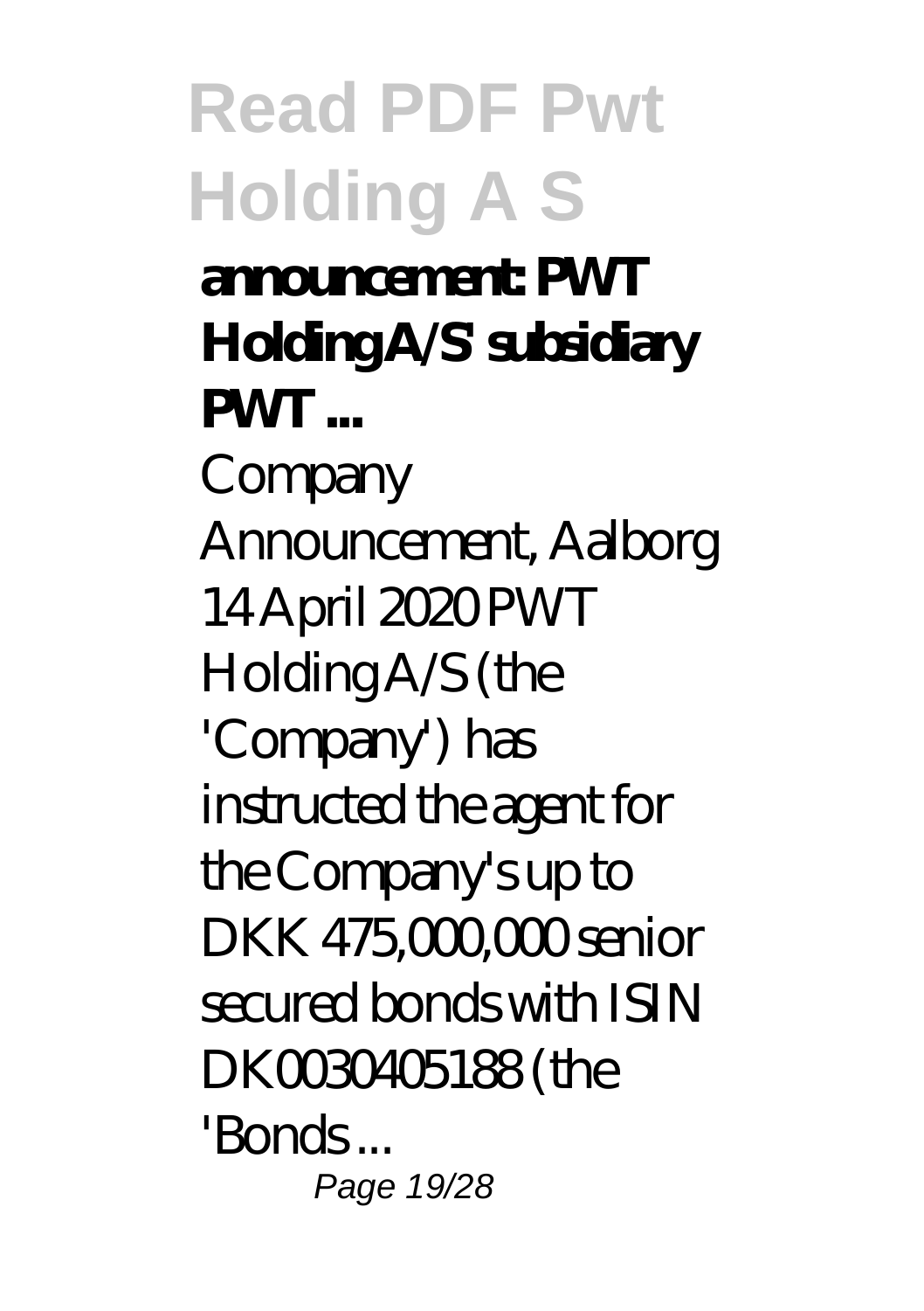**announcement: PWT Holding A/S' subsidiary PWT ...**

Company Announcement, Aalborg 14 April 2020 PWT Holding A/S (the 'Company') has instructed the agent for the Company's up to DKK 475,000,000 senior secured bonds with ISIN DK0030405188 (the 'Bonds ...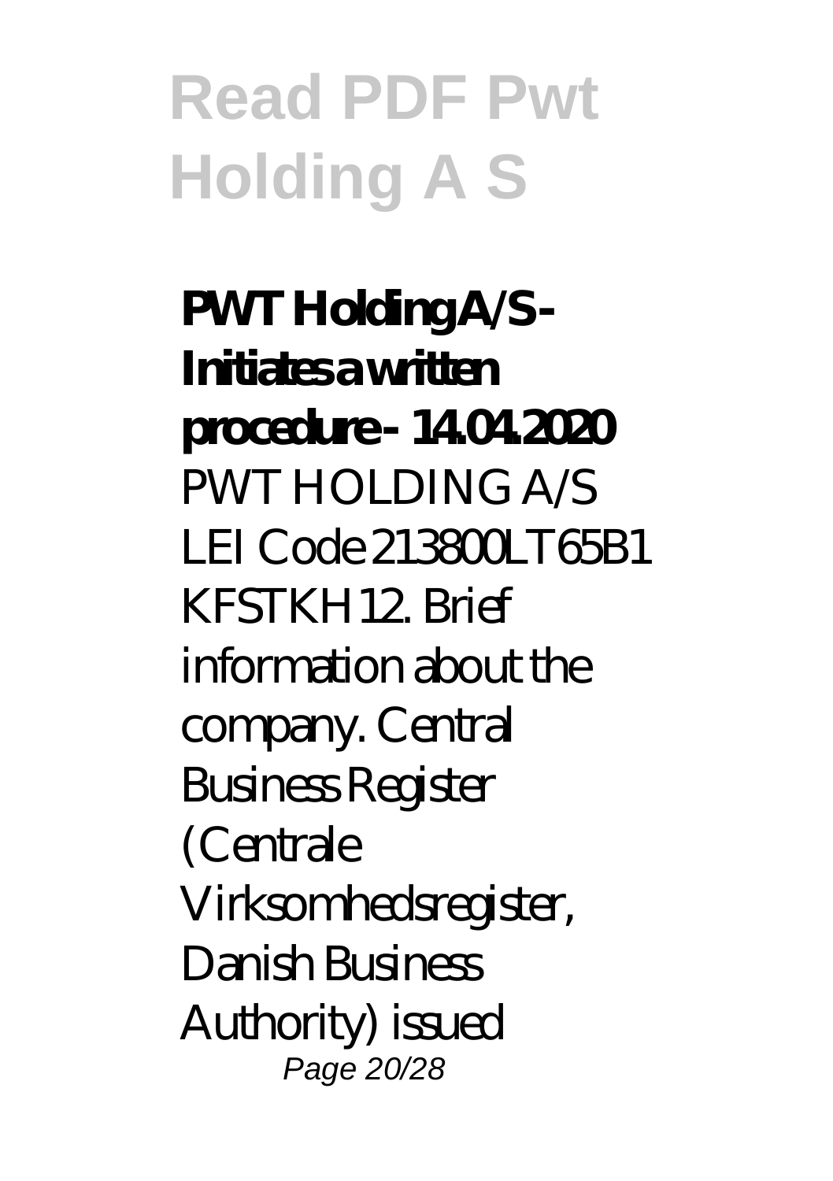**PWT Holding A/S - Initiates a written procedure - 14.04.2020**

PWT HOLDING A/S LEI Code 213800LT65B1 KFSTKH12. Brief information about the company. Central Business Register (Centrale Virksomhedsregister, Danish Business Authority) issued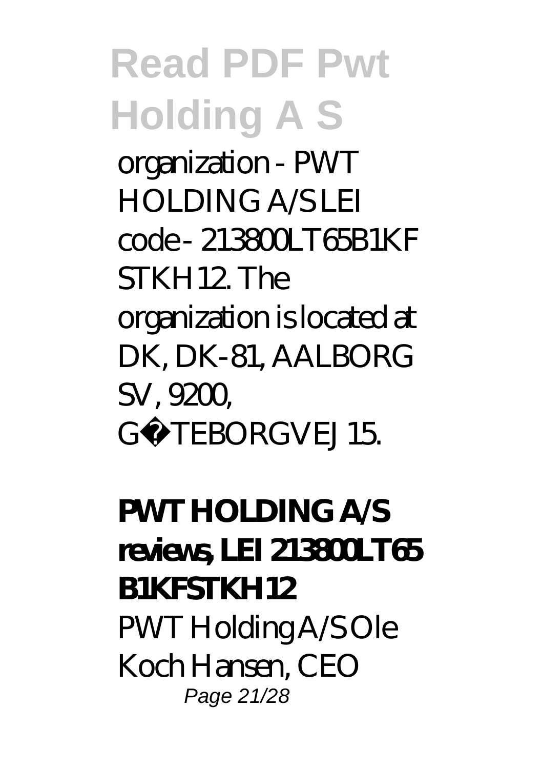organization - PWT HOLDING A/S LEI code - 213800LT65B1KF STKH12. The organization is located at DK, DK-81, AALBORG SV, 9200, GÖTEBORGVEJ 15.

**PWT HOLDING A/S reviews, LEI 213800LT65 B1KFSTKH12**

PWT Holding A/S Ole Koch Hansen, CEO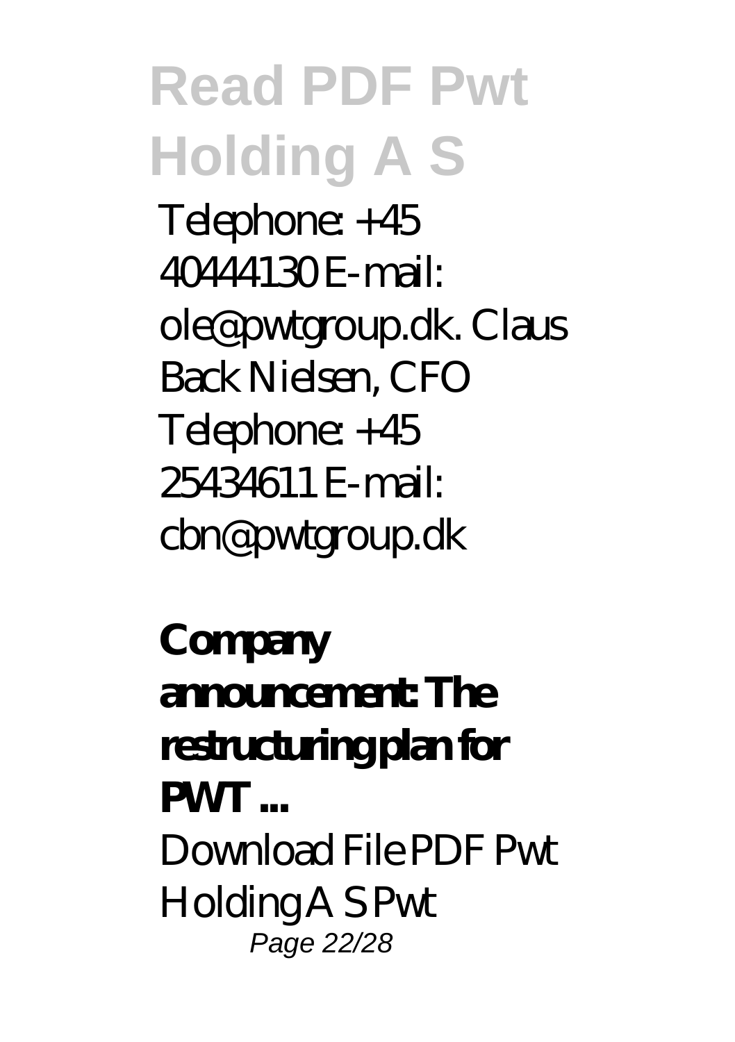Telephone: +45 40444130 E-mail: ole@pwtgroup.dk. Claus Back Nielsen, CFO Telephone: +45 25434611 E-mail: cbn@pwtgroup.dk

**Company announcement: The restructuring plan for PWT ...**

Download File PDF Pwt Holding A S Pwt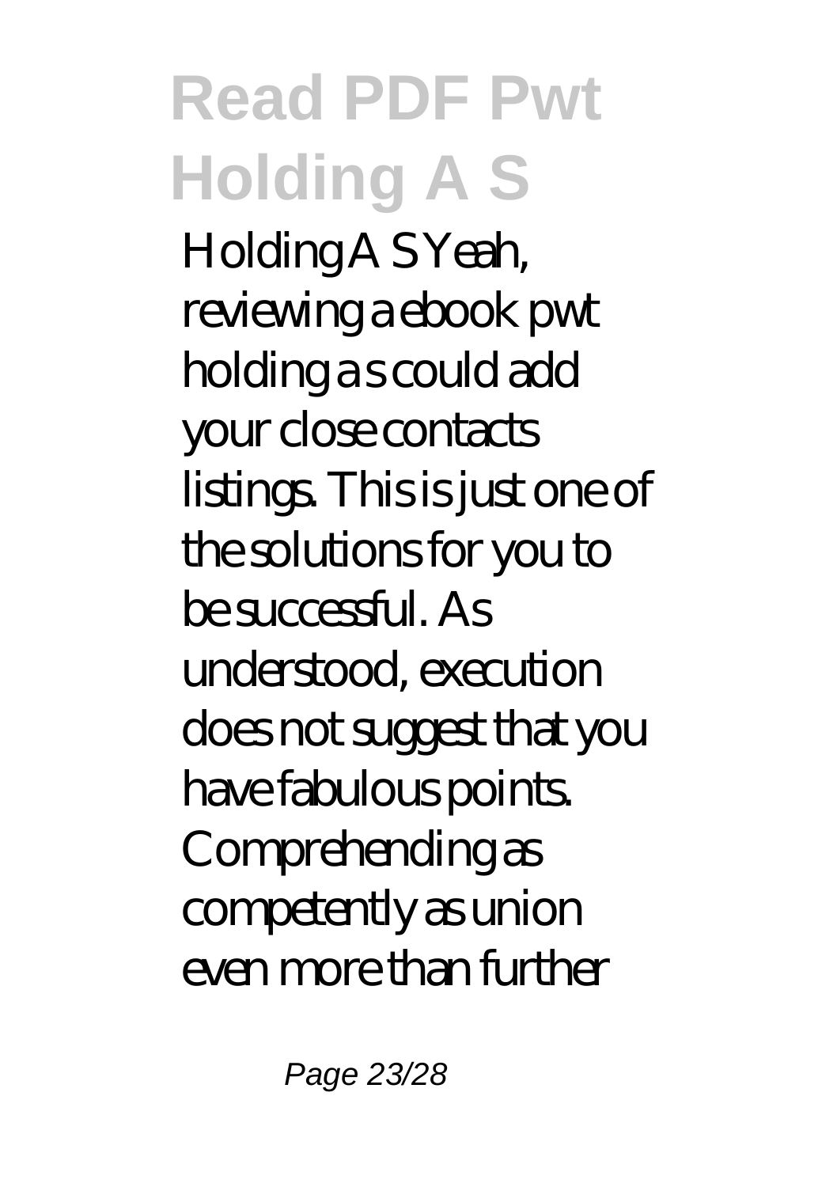Holding A S Yeah, reviewing a ebook pwt holding a s could add your close contacts listings. This is just one of the solutions for you to be successful. As understood, execution does not suggest that you have fabulous points. Comprehending as competently as union even more than further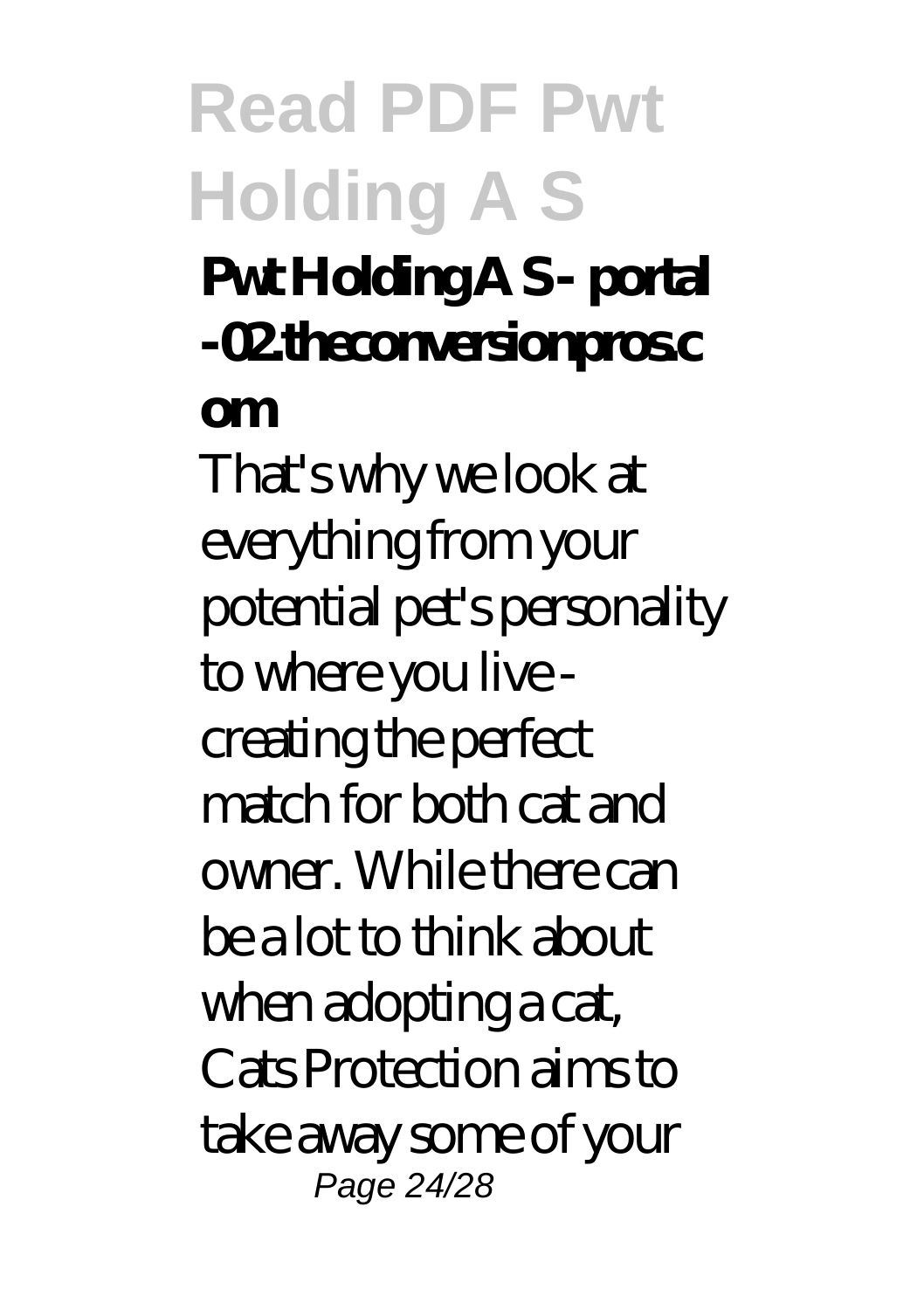**Pwt Holding A S - portal -02.theconversionpros.com**

That's why we look at everything from your potential pet's personality to where you live - creating the perfect match for both cat and owner. While there can be a lot to think about when adopting a cat, Cats Protection aims to take away some of your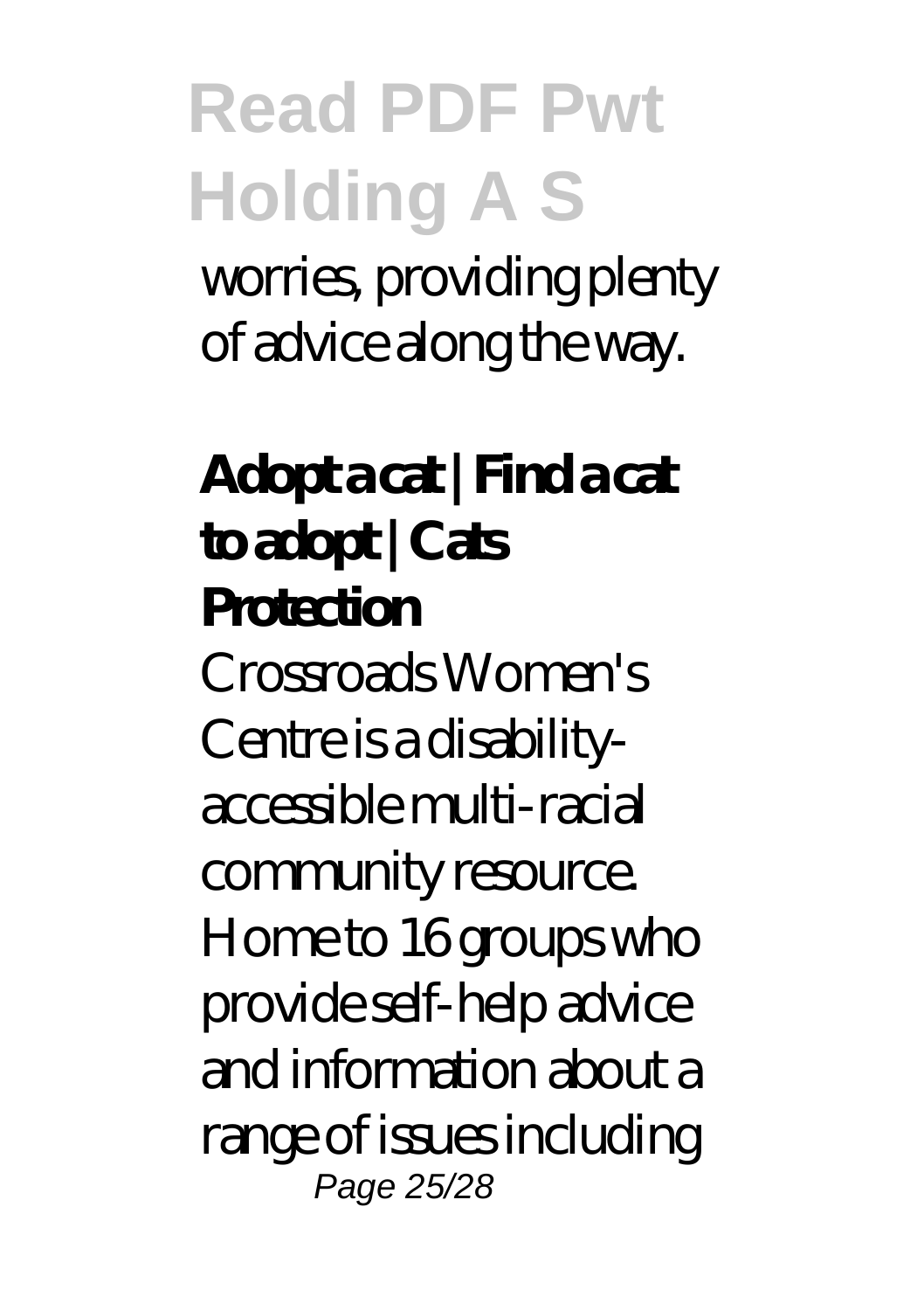worries, providing plenty of advice along the way.

**Adopt a cat | Find a cat to adopt | Cats Protection**

Crossroads Women's Centre is a disability-accessible multi-racial community resource. Home to 16 groups who provide self-help advice and information about a range of issues including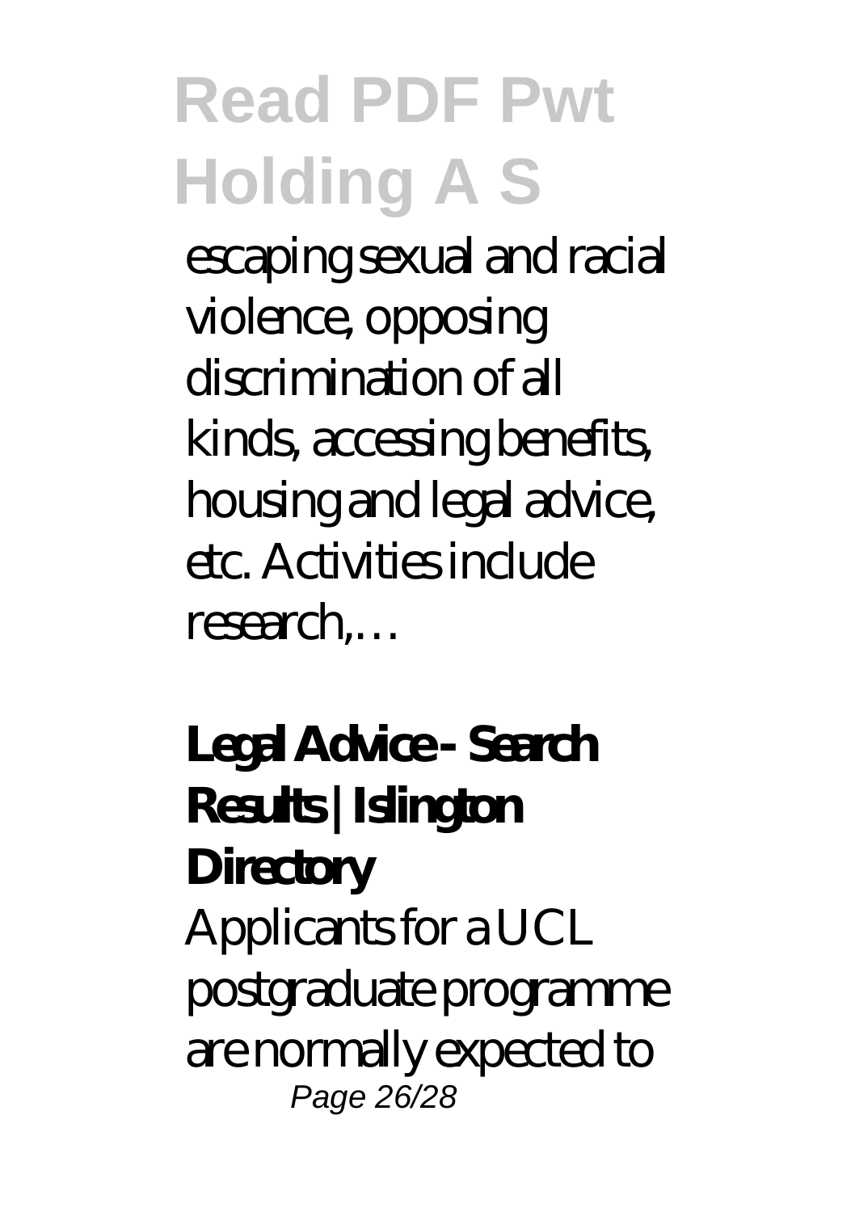escaping sexual and racial violence, opposing discrimination of all kinds, accessing benefits, housing and legal advice, etc. Activities include research,…

**Legal Advice - Search Results | Islington Directory**

Applicants for a UCL postgraduate programme are normally expected to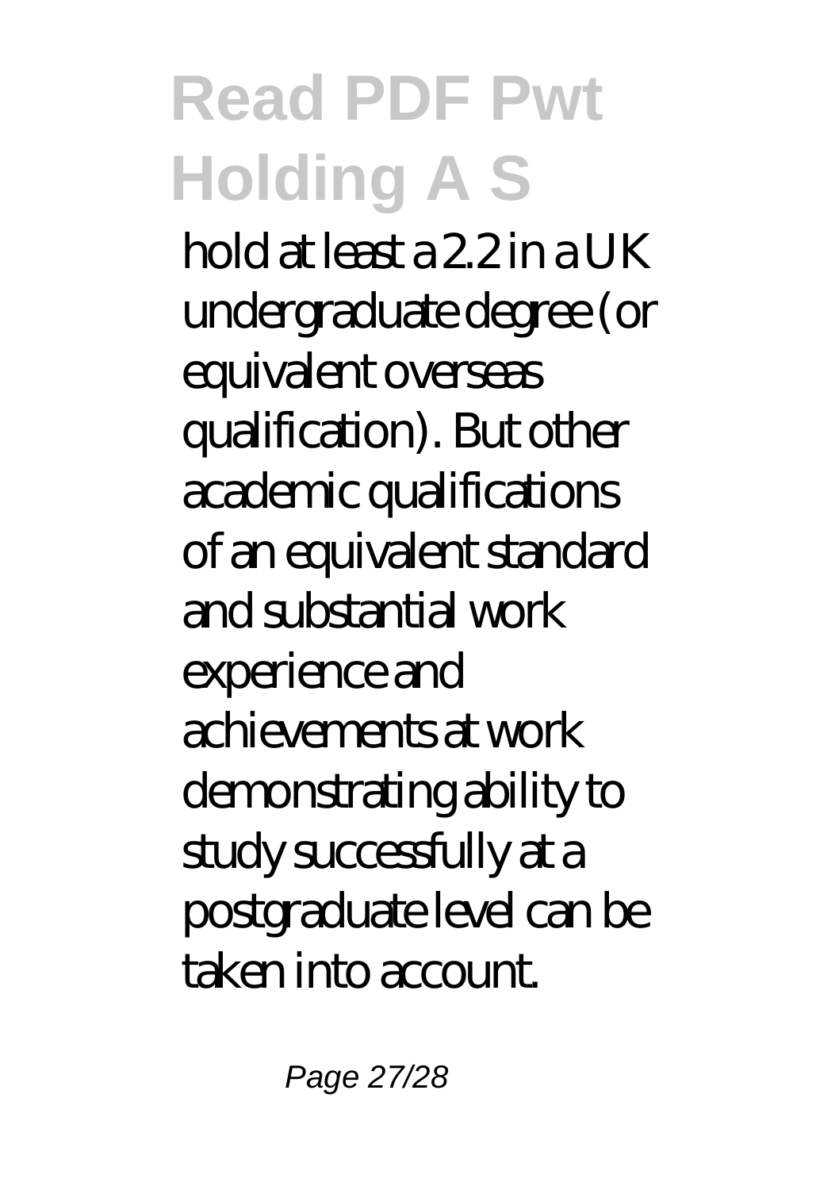hold at least a 2.2 in a UK undergraduate degree (or equivalent overseas qualification). But other academic qualifications of an equivalent standard and substantial work experience and achievements at work demonstrating ability to study successfully at a postgraduate level can be taken into account.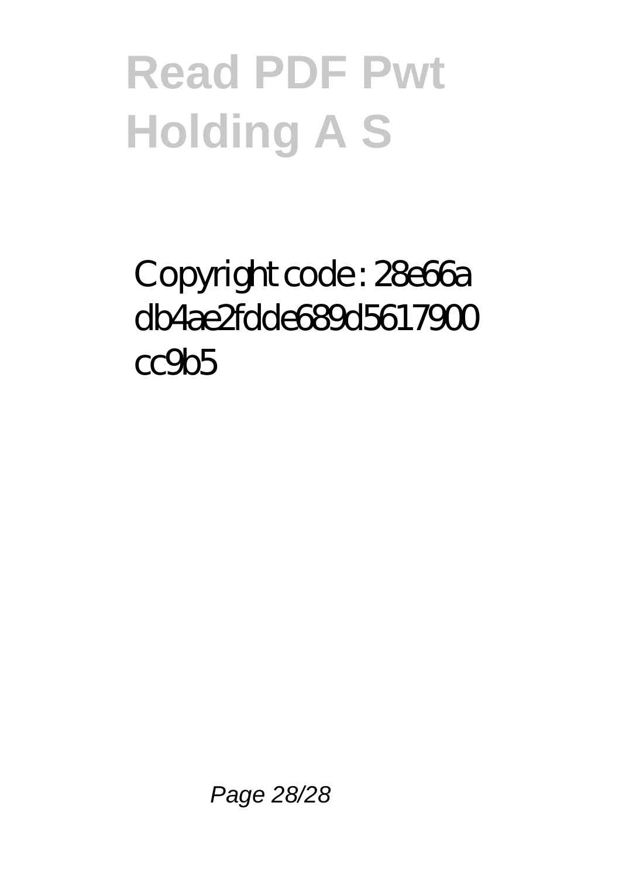Copyright code : 28e66adb4ae2fdde689d5617900cc9b5